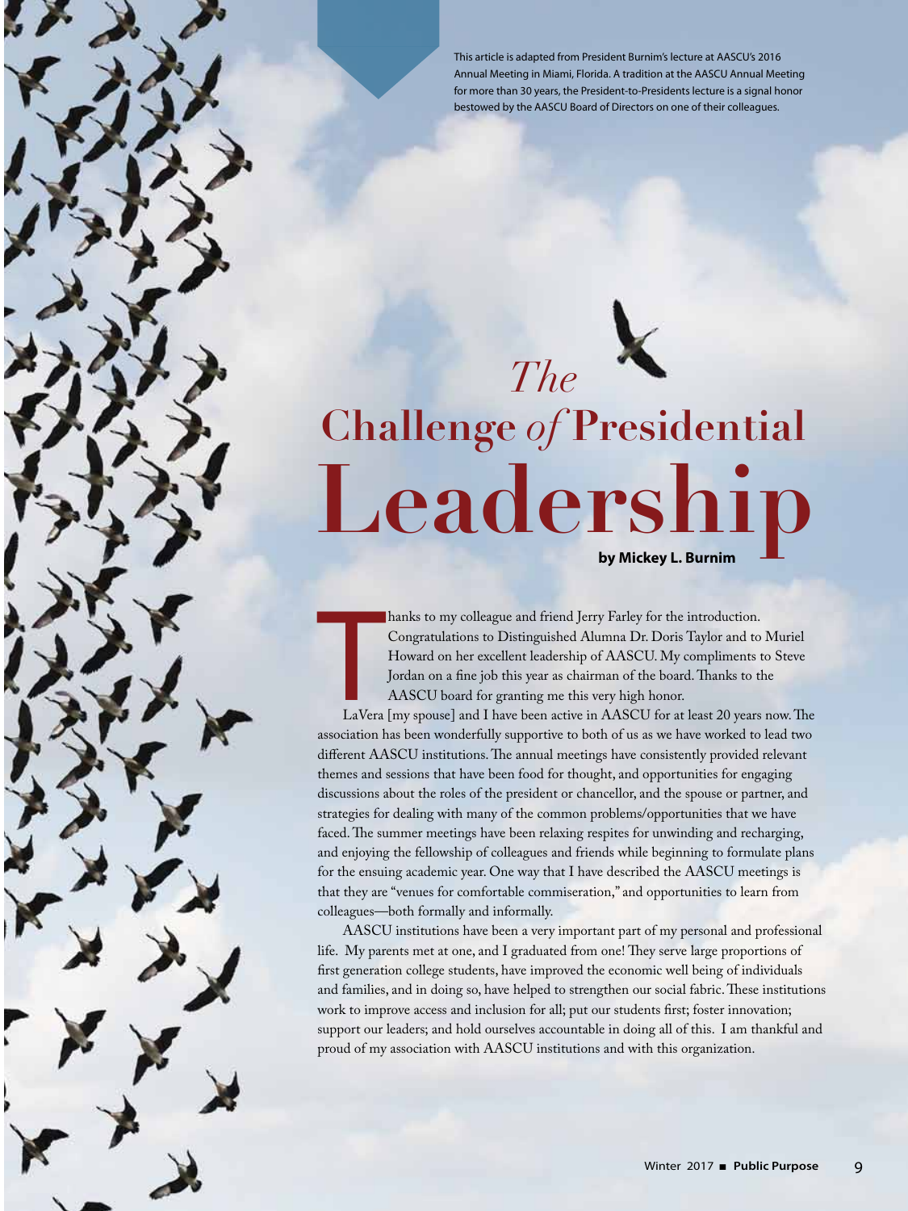This article is adapted from President Burnim's lecture at AASCU's 2016 Annual Meeting in Miami, Florida. A tradition at the AASCU Annual Meeting for more than 30 years, the President-to-Presidents lecture is a signal honor bestowed by the AASCU Board of Directors on one of their colleagues.

# *The* Challenge *of* Presidential Leadership

**by Mickey L. Burnim**

Thanks to my colleague and friend Jerry Farley for the introduction. Congratulations to Distinguished Alumna Dr. Doris Taylor and to Muriel Howard on her excellent leadership of AASCU. My compliments to Steve Jordan on a fine job this year as chairman of the board. Thanks to the AASCU board for granting me this very high honor.

LaVera [my spouse] and I have been active in AASCU for at least 20 years now. The association has been wonderfully supportive to both of us as we have worked to lead two different AASCU institutions. The annual meetings have consistently provided relevant themes and sessions that have been food for thought, and opportunities for engaging discussions about the roles of the president or chancellor, and the spouse or partner, and strategies for dealing with many of the common problems/opportunities that we have faced. The summer meetings have been relaxing respites for unwinding and recharging, and enjoying the fellowship of colleagues and friends while beginning to formulate plans for the ensuing academic year. One way that I have described the AASCU meetings is that they are "venues for comfortable commiseration," and opportunities to learn from colleagues—both formally and informally.

AASCU institutions have been a very important part of my personal and professional life. My parents met at one, and I graduated from one! They serve large proportions of first generation college students, have improved the economic well being of individuals and families, and in doing so, have helped to strengthen our social fabric. These institutions work to improve access and inclusion for all; put our students first; foster innovation; support our leaders; and hold ourselves accountable in doing all of this. I am thankful and proud of my association with AASCU institutions and with this organization.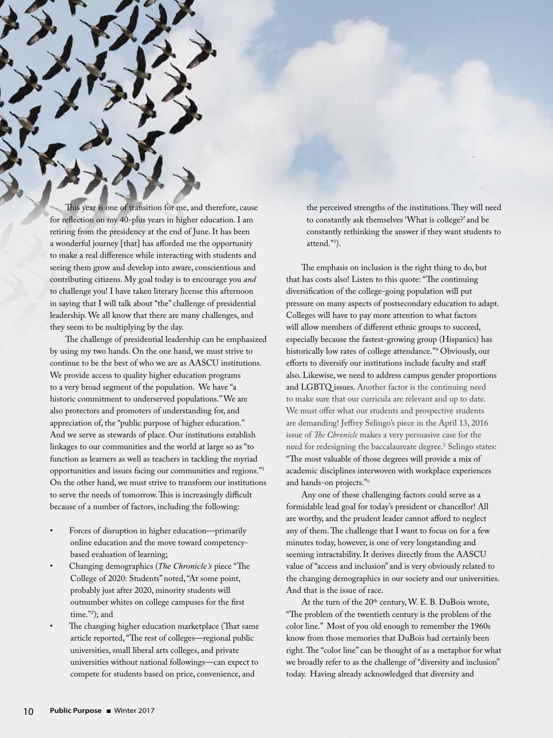This year is one of transition for me, and therefore, cause for reflection on my 40-plus years in higher education. I am retiring from the presidency at the end of June. It has been a wonderful journey [that] has afforded me the opportunity to make a real difference while interacting with students and seeing them grow and develop into aware, conscientious and contributing citizens. My goal today is to encourage you *and* to challenge you! I have taken literary license this afternoon in saying that I will talk about "the" challenge of presidential leadership. We all know that there are many challenges, and they seem to be multiplying by the day.

The challenge of presidential leadership can be emphasized by using my two hands. On the one hand, we must strive to continue to be the best of who we are as AASCU institutions. We provide access to quality higher education programs to a very broad segment of the population. We have "a historic commitment to underserved populations." We are also protectors and promoters of understanding for, and appreciation of, the "public purpose of higher education." And we serve as stewards of place. Our institutions establish linkages to our communities and the world at large so as "to function as learners as well as teachers in tackling the myriad opportunities and issues facing our communities and regions."[1] On the other hand, we must strive to transform our institutions to serve the needs of tomorrow. This is increasingly difficult because of a number of factors, including the following:

- Forces of disruption in higher education—primarily online education and the move toward competency-based evaluation of learning;
- Changing demographics (*The Chronicle's* piece "The College of 2020: Students" noted, "At some point, probably just after 2020, minority students will outnumber whites on college campuses for the first time."[2]); and
- The changing higher education marketplace (That same article reported, "The rest of colleges—regional public universities, small liberal arts colleges, and private universities without national followings—can expect to compete for students based on price, convenience, and the perceived strengths of the institutions. They will need to constantly ask themselves 'What is college?' and be constantly rethinking the answer if they want students to attend."[3]).

The emphasis on inclusion is the right thing to do, but that has costs also! Listen to this quote: "The continuing diversification of the college-going population will put pressure on many aspects of postsecondary education to adapt. Colleges will have to pay more attention to what factors will allow members of different ethnic groups to succeed, especially because the fastest-growing group (Hispanics) has historically low rates of college attendance."[4] Obviously, our efforts to diversify our institutions include faculty and staff also. Likewise, we need to address campus gender proportions and LGBTQ issues. Another factor is the continuing need to make sure that our curricula are relevant and up to date. We must offer what our students and prospective students are demanding! Jeffrey Selingo's piece in the April 13, 2016 issue of *The Chronicle* makes a very persuasive case for the need for redesigning the baccalaureate degree.[5] Selingo states: "The most valuable of those degrees will provide a mix of academic disciplines interwoven with workplace experiences and hands-on projects."[6]

Any one of these challenging factors could serve as a formidable lead goal for today's president or chancellor! All are worthy, and the prudent leader cannot afford to neglect any of them. The challenge that I want to focus on for a few minutes today, however, is one of very longstanding and seeming intractability. It derives directly from the AASCU value of "access and inclusion" and is very obviously related to the changing demographics in our society and our universities. And that is the issue of race.

At the turn of the 20th century, W. E. B. DuBois wrote, "The problem of the twentieth century is the problem of the color line." Most of you old enough to remember the 1960s know from those memories that DuBois had certainly been right. The "color line" can be thought of as a metaphor for what we broadly refer to as the challenge of "diversity and inclusion" today. Having already acknowledged that diversity and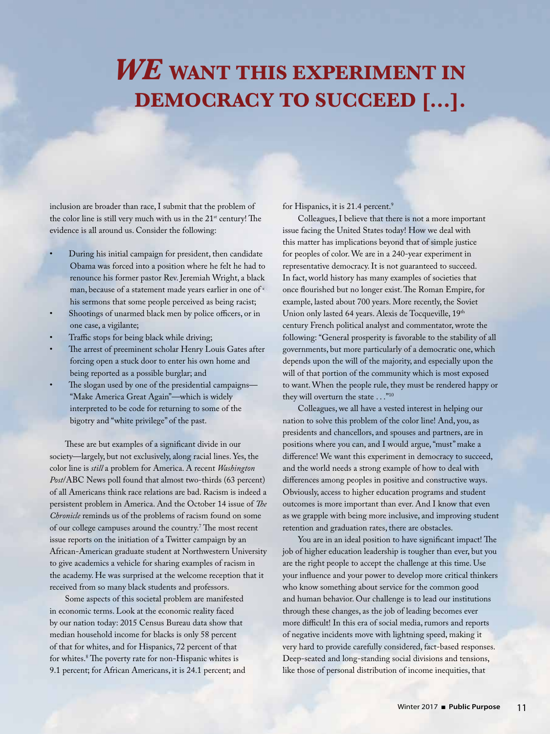# *WE* WANT THIS EXPERIMENT IN DEMOCRACY TO SUCCEED [...].

inclusion are broader than race, I submit that the problem of the color line is still very much with us in the 21st century! The evidence is all around us. Consider the following:

- During his initial campaign for president, then candidate Obama was forced into a position where he felt he had to renounce his former pastor Rev. Jeremiah Wright, a black man, because of a statement made years earlier in one of his sermons that some people perceived as being racist;
- Shootings of unarmed black men by police officers, or in one case, a vigilante;
- Traffic stops for being black while driving;
- The arrest of preeminent scholar Henry Louis Gates after forcing open a stuck door to enter his own home and being reported as a possible burglar; and
- The slogan used by one of the presidential campaigns—"Make America Great Again"—which is widely interpreted to be code for returning to some of the bigotry and "white privilege" of the past.

These are but examples of a significant divide in our society—largely, but not exclusively, along racial lines. Yes, the color line is *still* a problem for America. A recent *Washington Post*/ABC News poll found that almost two-thirds (63 percent) of all Americans think race relations are bad. Racism is indeed a persistent problem in America. And the October 14 issue of *The Chronicle* reminds us of the problems of racism found on some of our college campuses around the country.[7] The most recent issue reports on the initiation of a Twitter campaign by an African-American graduate student at Northwestern University to give academics a vehicle for sharing examples of racism in the academy. He was surprised at the welcome reception that it received from so many black students and professors.

Some aspects of this societal problem are manifested in economic terms. Look at the economic reality faced by our nation today: 2015 Census Bureau data show that median household income for blacks is only 58 percent of that for whites, and for Hispanics, 72 percent of that for whites.[8] The poverty rate for non-Hispanic whites is 9.1 percent; for African Americans, it is 24.1 percent; and for Hispanics, it is 21.4 percent.[9]

Colleagues, I believe that there is not a more important issue facing the United States today! How we deal with this matter has implications beyond that of simple justice for peoples of color. We are in a 240-year experiment in representative democracy. It is not guaranteed to succeed. In fact, world history has many examples of societies that once flourished but no longer exist. The Roman Empire, for example, lasted about 700 years. More recently, the Soviet Union only lasted 64 years. Alexis de Tocqueville, 19th century French political analyst and commentator, wrote the following: "General prosperity is favorable to the stability of all governments, but more particularly of a democratic one, which depends upon the will of the majority, and especially upon the will of that portion of the community which is most exposed to want. When the people rule, they must be rendered happy or they will overturn the state . . ."[10]

Colleagues, we all have a vested interest in helping our nation to solve this problem of the color line! And, you, as presidents and chancellors, and spouses and partners, are in positions where you can, and I would argue, "must" make a difference! We want this experiment in democracy to succeed, and the world needs a strong example of how to deal with differences among peoples in positive and constructive ways. Obviously, access to higher education programs and student outcomes is more important than ever. And I know that even as we grapple with being more inclusive, and improving student retention and graduation rates, there are obstacles.

You are in an ideal position to have significant impact! The job of higher education leadership is tougher than ever, but you are the right people to accept the challenge at this time. Use your influence and your power to develop more critical thinkers who know something about service for the common good and human behavior. Our challenge is to lead our institutions through these changes, as the job of leading becomes ever more difficult! In this era of social media, rumors and reports of negative incidents move with lightning speed, making it very hard to provide carefully considered, fact-based responses. Deep-seated and long-standing social divisions and tensions, like those of personal distribution of income inequities, that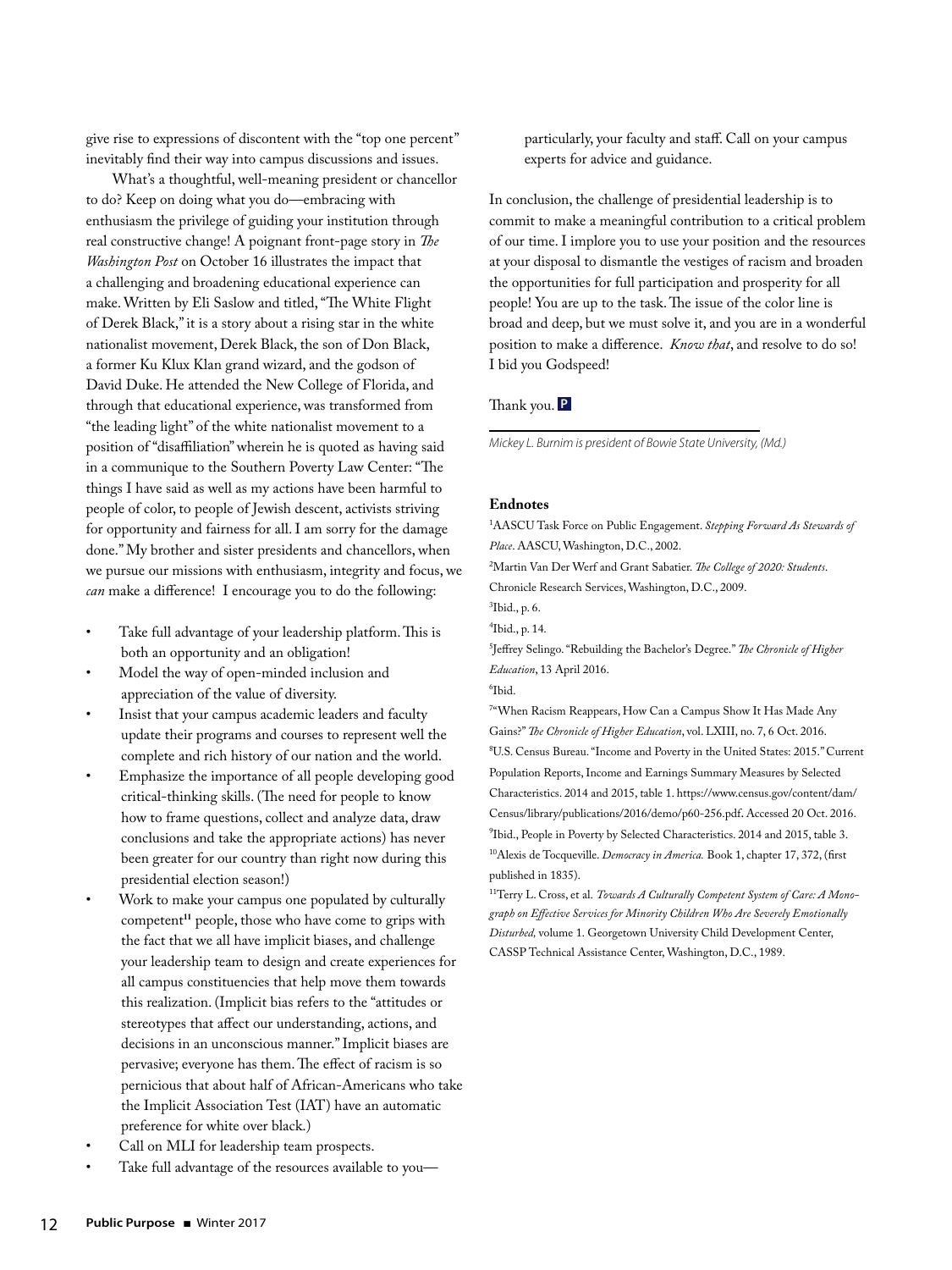give rise to expressions of discontent with the "top one percent" inevitably find their way into campus discussions and issues.

What's a thoughtful, well-meaning president or chancellor to do? Keep on doing what you do—embracing with enthusiasm the privilege of guiding your institution through real constructive change! A poignant front-page story in *The Washington Post* on October 16 illustrates the impact that a challenging and broadening educational experience can make. Written by Eli Saslow and titled, "The White Flight of Derek Black," it is a story about a rising star in the white nationalist movement, Derek Black, the son of Don Black, a former Ku Klux Klan grand wizard, and the godson of David Duke. He attended the New College of Florida, and through that educational experience, was transformed from "the leading light" of the white nationalist movement to a position of "disaffiliation" wherein he is quoted as having said in a communique to the Southern Poverty Law Center: "The things I have said as well as my actions have been harmful to people of color, to people of Jewish descent, activists striving for opportunity and fairness for all. I am sorry for the damage done." My brother and sister presidents and chancellors, when we pursue our missions with enthusiasm, integrity and focus, we *can* make a difference! I encourage you to do the following:

- Take full advantage of your leadership platform. This is both an opportunity and an obligation!
- Model the way of open-minded inclusion and appreciation of the value of diversity.
- Insist that your campus academic leaders and faculty update their programs and courses to represent well the complete and rich history of our nation and the world.
- Emphasize the importance of all people developing good critical-thinking skills. (The need for people to know how to frame questions, collect and analyze data, draw conclusions and take the appropriate actions) has never been greater for our country than right now during this presidential election season!)
- Work to make your campus one populated by culturally competent[11] people, those who have come to grips with the fact that we all have implicit biases, and challenge your leadership team to design and create experiences for all campus constituencies that help move them towards this realization. (Implicit bias refers to the "attitudes or stereotypes that affect our understanding, actions, and decisions in an unconscious manner." Implicit biases are pervasive; everyone has them. The effect of racism is so pernicious that about half of African-Americans who take the Implicit Association Test (IAT) have an automatic preference for white over black.)
- Call on MLI for leadership team prospects.
- Take full advantage of the resources available to you—particularly, your faculty and staff. Call on your campus experts for advice and guidance.

In conclusion, the challenge of presidential leadership is to commit to make a meaningful contribution to a critical problem of our time. I implore you to use your position and the resources at your disposal to dismantle the vestiges of racism and broaden the opportunities for full participation and prosperity for all people! You are up to the task. The issue of the color line is broad and deep, but we must solve it, and you are in a wonderful position to make a difference. *Know that*, and resolve to do so! I bid you Godspeed!

Thank you.

*Mickey L. Burnim is president of Bowie State University, (Md.)*

**Endnotes**

[1]AASCU Task Force on Public Engagement. *Stepping Forward As Stewards of Place*. AASCU, Washington, D.C., 2002.

[2]Martin Van Der Werf and Grant Sabatier. *The College of 2020: Students*. Chronicle Research Services, Washington, D.C., 2009.

[3]Ibid., p. 6.

[4]Ibid., p. 14.

[5]Jeffrey Selingo. "Rebuilding the Bachelor's Degree." *The Chronicle of Higher Education*, 13 April 2016.

[6]Ibid.

[7]"When Racism Reappears, How Can a Campus Show It Has Made Any Gains?" *The Chronicle of Higher Education*, vol. LXIII, no. 7, 6 Oct. 2016.

[8]U.S. Census Bureau. "Income and Poverty in the United States: 2015." Current Population Reports, Income and Earnings Summary Measures by Selected Characteristics. 2014 and 2015, table 1. https://www.census.gov/content/dam/Census/library/publications/2016/demo/p60-256.pdf. Accessed 20 Oct. 2016.

[9]Ibid., People in Poverty by Selected Characteristics. 2014 and 2015, table 3.

[10]Alexis de Tocqueville. *Democracy in America.* Book 1, chapter 17, 372, (first published in 1835).

[11]Terry L. Cross, et al. *Towards A Culturally Competent System of Care: A Monograph on Effective Services for Minority Children Who Are Severely Emotionally Disturbed,* volume 1. Georgetown University Child Development Center, CASSP Technical Assistance Center, Washington, D.C., 1989.